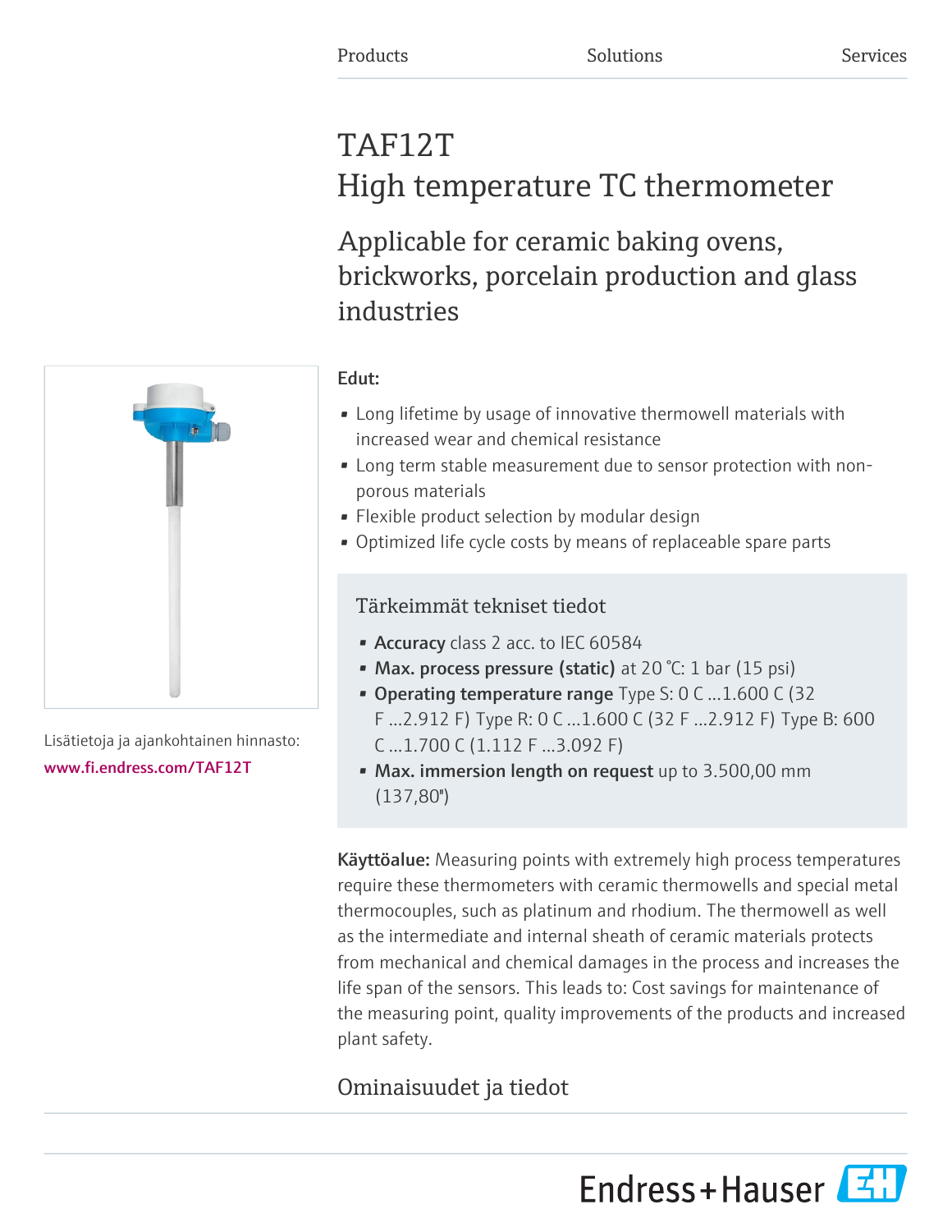Products Solutions Services

# TAF12T
High temperature TC thermometer

## Applicable for ceramic baking ovens, brickworks, porcelain production and glass industries

Lisätietoja ja ajankohtainen hinnasto:
www.fi.endress.com/TAF12T

**Edut:**

- Long lifetime by usage of innovative thermowell materials with increased wear and chemical resistance
- Long term stable measurement due to sensor protection with non-porous materials
- Flexible product selection by modular design
- Optimized life cycle costs by means of replaceable spare parts

### Tärkeimmät tekniset tiedot

- **Accuracy** class 2 acc. to IEC 60584
- **Max. process pressure (static)** at 20 °C: 1 bar (15 psi)
- **Operating temperature range** Type S: 0 C ...1.600 C (32 F ...2.912 F) Type R: 0 C ...1.600 C (32 F ...2.912 F) Type B: 600 C ...1.700 C (1.112 F ...3.092 F)
- **Max. immersion length on request** up to 3.500,00 mm (137,80")

**Käyttöalue:** Measuring points with extremely high process temperatures require these thermometers with ceramic thermowells and special metal thermocouples, such as platinum and rhodium. The thermowell as well as the intermediate and internal sheath of ceramic materials protects from mechanical and chemical damages in the process and increases the life span of the sensors. This leads to: Cost savings for maintenance of the measuring point, quality improvements of the products and increased plant safety.

## Ominaisuudet ja tiedot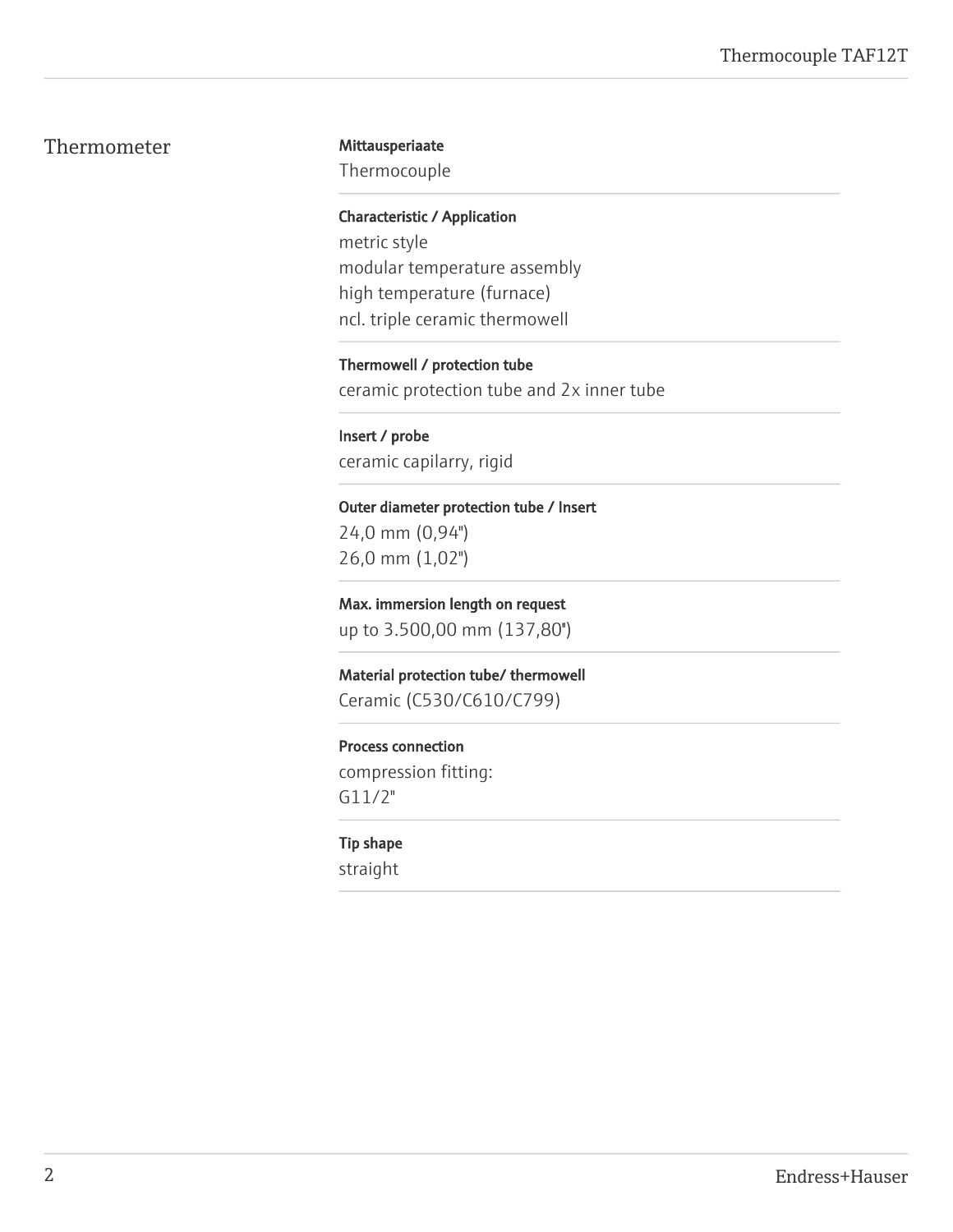## Thermometer

**Mittausperiaate**
Thermocouple

**Characteristic / Application**
metric style
modular temperature assembly
high temperature (furnace)
ncl. triple ceramic thermowell

**Thermowell / protection tube**
ceramic protection tube and 2x inner tube

**Insert / probe**
ceramic capilarry, rigid

**Outer diameter protection tube / Insert**
24,0 mm (0,94")
26,0 mm (1,02")

**Max. immersion length on request**
up to 3.500,00 mm (137,80")

**Material protection tube/ thermowell**
Ceramic (C530/C610/C799)

**Process connection**
compression fitting:
G11/2"

**Tip shape**
straight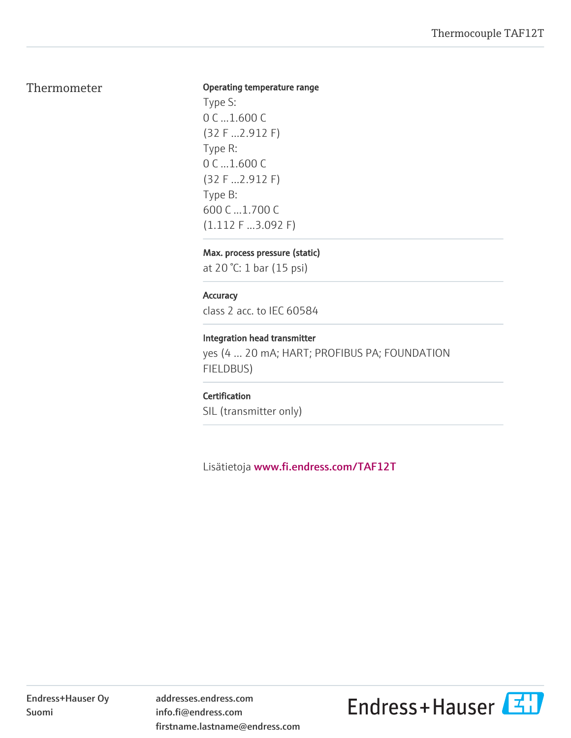## Thermometer

**Operating temperature range**

Type S:
0 C ...1.600 C
(32 F ...2.912 F)
Type R:
0 C ...1.600 C
(32 F ...2.912 F)
Type B:
600 C ...1.700 C
(1.112 F ...3.092 F)

**Max. process pressure (static)**

at 20 °C: 1 bar (15 psi)

**Accuracy**

class 2 acc. to IEC 60584

**Integration head transmitter**

yes (4 ... 20 mA; HART; PROFIBUS PA; FOUNDATION FIELDBUS)

**Certification**

SIL (transmitter only)

Lisätietoja **www.fi.endress.com/TAF12T**

Endress+Hauser Oy
Suomi

addresses.endress.com
info.fi@endress.com
firstname.lastname@endress.com

Endress+Hauser